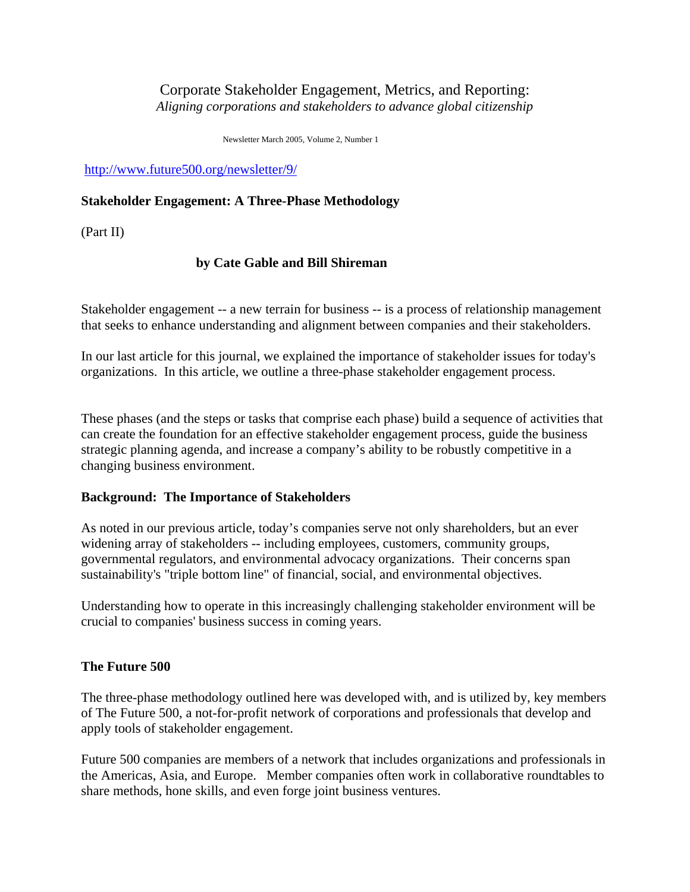# Corporate Stakeholder Engagement, Metrics, and Reporting:

*Aligning corporations and stakeholders to advance global citizenship*

Newsletter March 2005, Volume 2, Number 1

http://www.future500.org/newsletter/9/

## Stakeholder Engagement: A Three-Phase Methodology

(Part II)

**by Cate Gable and Bill Shireman**

Stakeholder engagement -- a new terrain for business -- is a process of relationship management that seeks to enhance understanding and alignment between companies and their stakeholders.

In our last article for this journal, we explained the importance of stakeholder issues for today's organizations. In this article, we outline a three-phase stakeholder engagement process.

These phases (and the steps or tasks that comprise each phase) build a sequence of activities that can create the foundation for an effective stakeholder engagement process, guide the business strategic planning agenda, and increase a company's ability to be robustly competitive in a changing business environment.

### Background: The Importance of Stakeholders

As noted in our previous article, today's companies serve not only shareholders, but an ever widening array of stakeholders -- including employees, customers, community groups, governmental regulators, and environmental advocacy organizations. Their concerns span sustainability's "triple bottom line" of financial, social, and environmental objectives.

Understanding how to operate in this increasingly challenging stakeholder environment will be crucial to companies' business success in coming years.

### The Future 500

The three-phase methodology outlined here was developed with, and is utilized by, key members of The Future 500, a not-for-profit network of corporations and professionals that develop and apply tools of stakeholder engagement.

Future 500 companies are members of a network that includes organizations and professionals in the Americas, Asia, and Europe. Member companies often work in collaborative roundtables to share methods, hone skills, and even forge joint business ventures.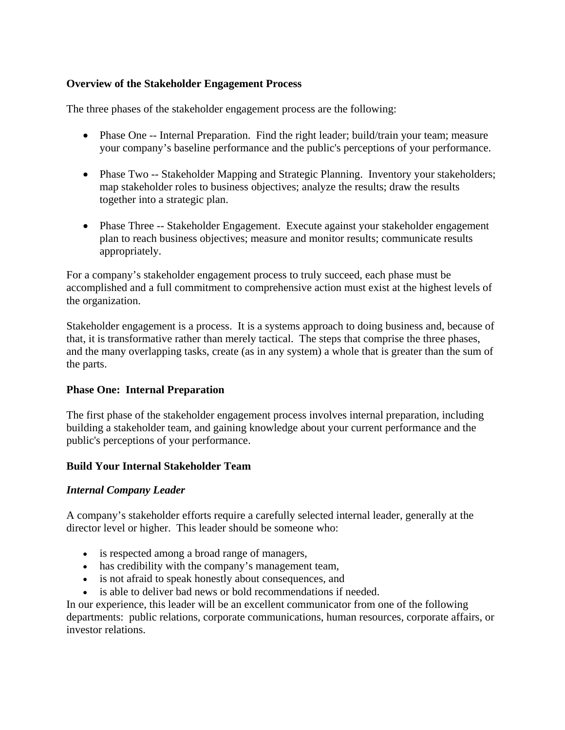## Overview of the Stakeholder Engagement Process

The three phases of the stakeholder engagement process are the following:

- Phase One -- Internal Preparation. Find the right leader; build/train your team; measure your company's baseline performance and the public's perceptions of your performance.

- Phase Two -- Stakeholder Mapping and Strategic Planning. Inventory your stakeholders; map stakeholder roles to business objectives; analyze the results; draw the results together into a strategic plan.

- Phase Three -- Stakeholder Engagement. Execute against your stakeholder engagement plan to reach business objectives; measure and monitor results; communicate results appropriately.

For a company's stakeholder engagement process to truly succeed, each phase must be accomplished and a full commitment to comprehensive action must exist at the highest levels of the organization.

Stakeholder engagement is a process. It is a systems approach to doing business and, because of that, it is transformative rather than merely tactical. The steps that comprise the three phases, and the many overlapping tasks, create (as in any system) a whole that is greater than the sum of the parts.

## Phase One: Internal Preparation

The first phase of the stakeholder engagement process involves internal preparation, including building a stakeholder team, and gaining knowledge about your current performance and the public's perceptions of your performance.

### Build Your Internal Stakeholder Team

#### *Internal Company Leader*

A company's stakeholder efforts require a carefully selected internal leader, generally at the director level or higher. This leader should be someone who:

- is respected among a broad range of managers,
- has credibility with the company's management team,
- is not afraid to speak honestly about consequences, and
- is able to deliver bad news or bold recommendations if needed.

In our experience, this leader will be an excellent communicator from one of the following departments: public relations, corporate communications, human resources, corporate affairs, or investor relations.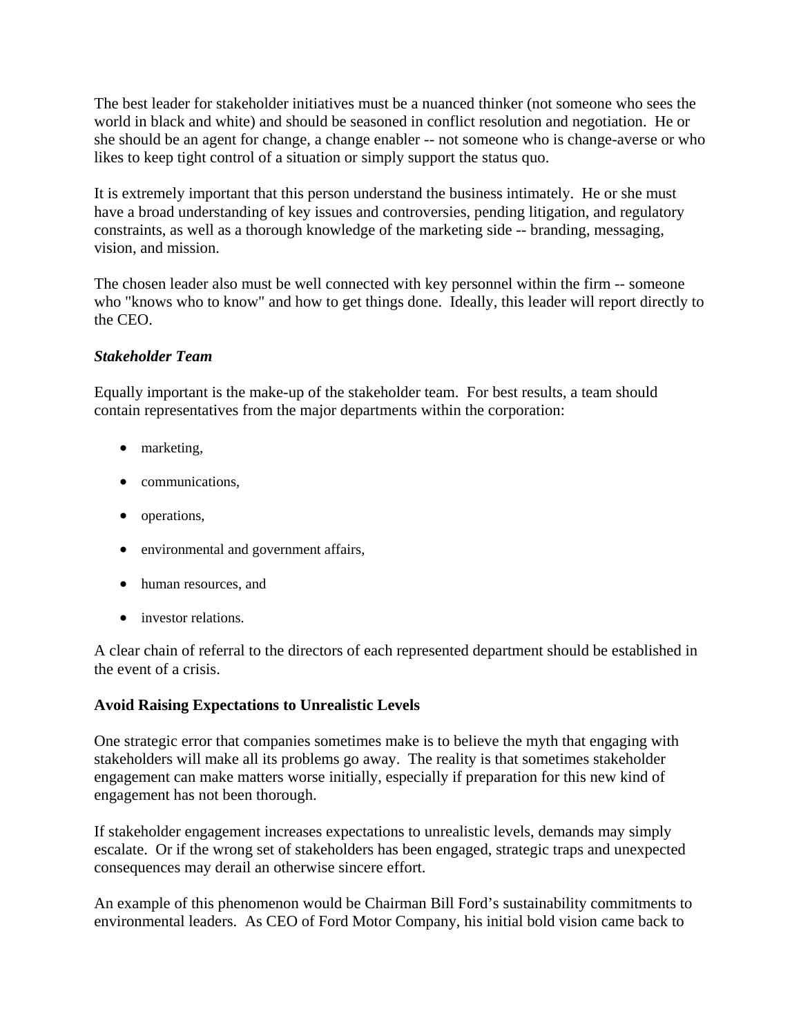The best leader for stakeholder initiatives must be a nuanced thinker (not someone who sees the world in black and white) and should be seasoned in conflict resolution and negotiation. He or she should be an agent for change, a change enabler -- not someone who is change-averse or who likes to keep tight control of a situation or simply support the status quo.

It is extremely important that this person understand the business intimately. He or she must have a broad understanding of key issues and controversies, pending litigation, and regulatory constraints, as well as a thorough knowledge of the marketing side -- branding, messaging, vision, and mission.

The chosen leader also must be well connected with key personnel within the firm -- someone who "knows who to know" and how to get things done. Ideally, this leader will report directly to the CEO.

***Stakeholder Team***

Equally important is the make-up of the stakeholder team. For best results, a team should contain representatives from the major departments within the corporation:

- marketing,
- communications,
- operations,
- environmental and government affairs,
- human resources, and
- investor relations.

A clear chain of referral to the directors of each represented department should be established in the event of a crisis.

**Avoid Raising Expectations to Unrealistic Levels**

One strategic error that companies sometimes make is to believe the myth that engaging with stakeholders will make all its problems go away. The reality is that sometimes stakeholder engagement can make matters worse initially, especially if preparation for this new kind of engagement has not been thorough.

If stakeholder engagement increases expectations to unrealistic levels, demands may simply escalate. Or if the wrong set of stakeholders has been engaged, strategic traps and unexpected consequences may derail an otherwise sincere effort.

An example of this phenomenon would be Chairman Bill Ford's sustainability commitments to environmental leaders. As CEO of Ford Motor Company, his initial bold vision came back to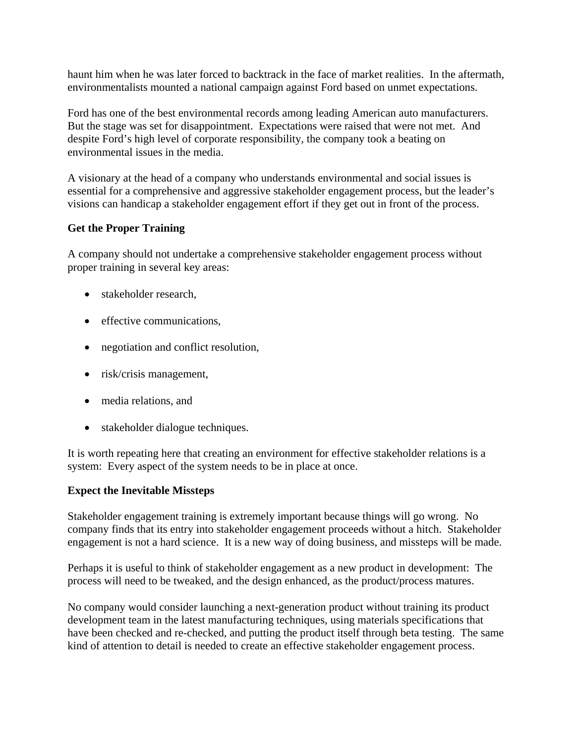haunt him when he was later forced to backtrack in the face of market realities. In the aftermath, environmentalists mounted a national campaign against Ford based on unmet expectations.

Ford has one of the best environmental records among leading American auto manufacturers. But the stage was set for disappointment. Expectations were raised that were not met. And despite Ford's high level of corporate responsibility, the company took a beating on environmental issues in the media.

A visionary at the head of a company who understands environmental and social issues is essential for a comprehensive and aggressive stakeholder engagement process, but the leader's visions can handicap a stakeholder engagement effort if they get out in front of the process.

**Get the Proper Training**

A company should not undertake a comprehensive stakeholder engagement process without proper training in several key areas:

- stakeholder research,
- effective communications,
- negotiation and conflict resolution,
- risk/crisis management,
- media relations, and
- stakeholder dialogue techniques.

It is worth repeating here that creating an environment for effective stakeholder relations is a system: Every aspect of the system needs to be in place at once.

**Expect the Inevitable Missteps**

Stakeholder engagement training is extremely important because things will go wrong. No company finds that its entry into stakeholder engagement proceeds without a hitch. Stakeholder engagement is not a hard science. It is a new way of doing business, and missteps will be made.

Perhaps it is useful to think of stakeholder engagement as a new product in development: The process will need to be tweaked, and the design enhanced, as the product/process matures.

No company would consider launching a next-generation product without training its product development team in the latest manufacturing techniques, using materials specifications that have been checked and re-checked, and putting the product itself through beta testing. The same kind of attention to detail is needed to create an effective stakeholder engagement process.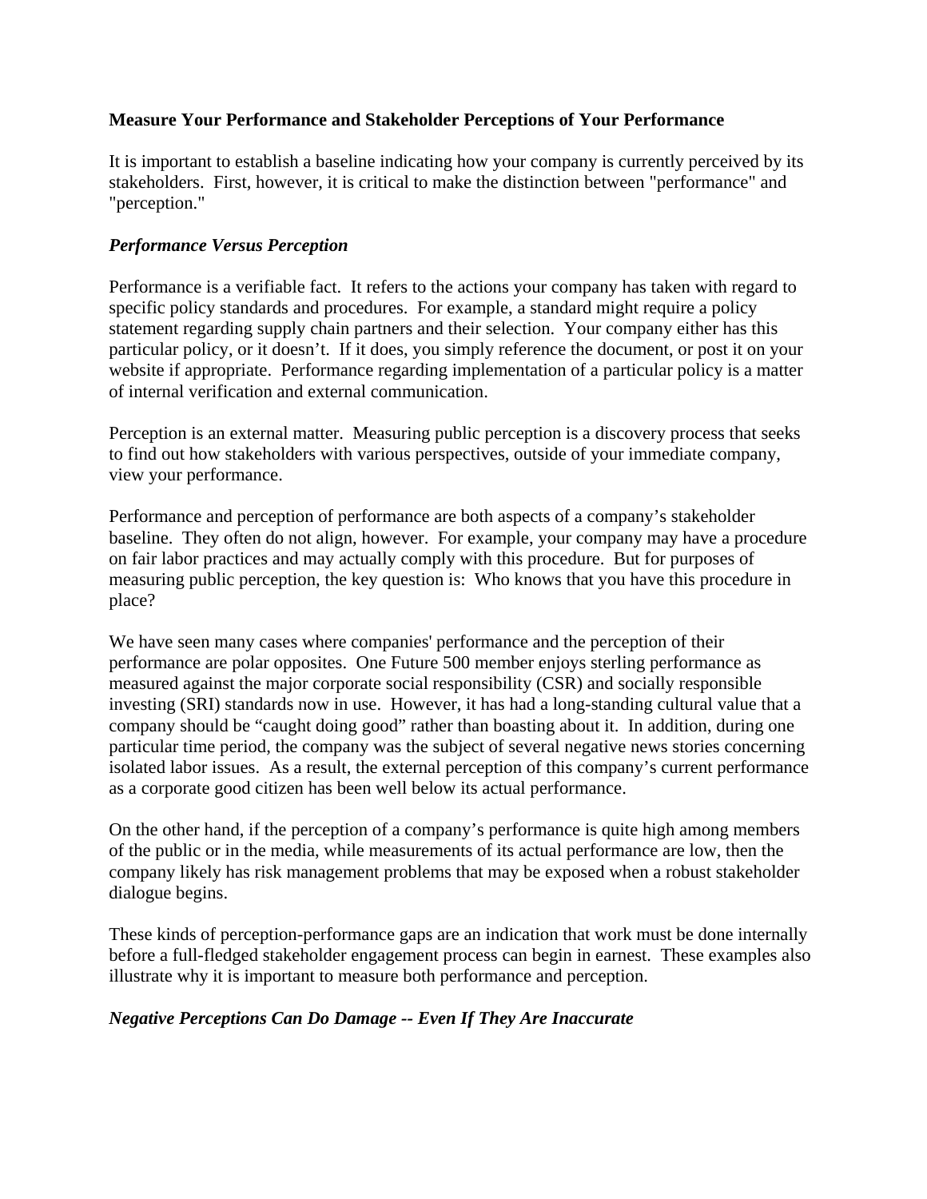**Measure Your Performance and Stakeholder Perceptions of Your Performance**

It is important to establish a baseline indicating how your company is currently perceived by its stakeholders. First, however, it is critical to make the distinction between "performance" and "perception."

***Performance Versus Perception***

Performance is a verifiable fact. It refers to the actions your company has taken with regard to specific policy standards and procedures. For example, a standard might require a policy statement regarding supply chain partners and their selection. Your company either has this particular policy, or it doesn't. If it does, you simply reference the document, or post it on your website if appropriate. Performance regarding implementation of a particular policy is a matter of internal verification and external communication.

Perception is an external matter. Measuring public perception is a discovery process that seeks to find out how stakeholders with various perspectives, outside of your immediate company, view your performance.

Performance and perception of performance are both aspects of a company's stakeholder baseline. They often do not align, however. For example, your company may have a procedure on fair labor practices and may actually comply with this procedure. But for purposes of measuring public perception, the key question is: Who knows that you have this procedure in place?

We have seen many cases where companies' performance and the perception of their performance are polar opposites. One Future 500 member enjoys sterling performance as measured against the major corporate social responsibility (CSR) and socially responsible investing (SRI) standards now in use. However, it has had a long-standing cultural value that a company should be "caught doing good" rather than boasting about it. In addition, during one particular time period, the company was the subject of several negative news stories concerning isolated labor issues. As a result, the external perception of this company's current performance as a corporate good citizen has been well below its actual performance.

On the other hand, if the perception of a company's performance is quite high among members of the public or in the media, while measurements of its actual performance are low, then the company likely has risk management problems that may be exposed when a robust stakeholder dialogue begins.

These kinds of perception-performance gaps are an indication that work must be done internally before a full-fledged stakeholder engagement process can begin in earnest. These examples also illustrate why it is important to measure both performance and perception.

***Negative Perceptions Can Do Damage -- Even If They Are Inaccurate***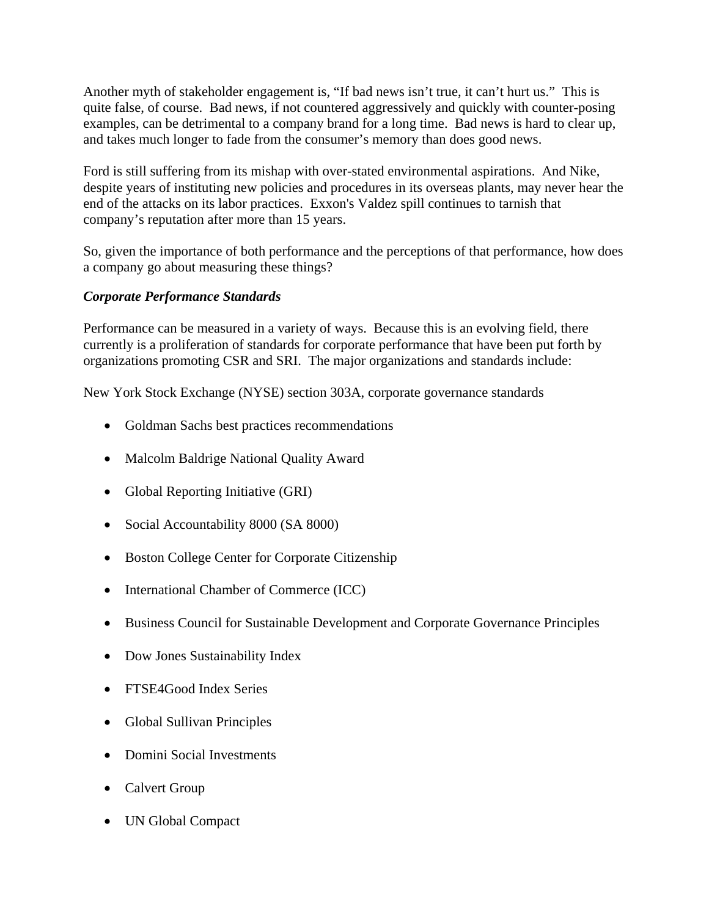Another myth of stakeholder engagement is, "If bad news isn't true, it can't hurt us." This is quite false, of course. Bad news, if not countered aggressively and quickly with counter-posing examples, can be detrimental to a company brand for a long time. Bad news is hard to clear up, and takes much longer to fade from the consumer's memory than does good news.

Ford is still suffering from its mishap with over-stated environmental aspirations. And Nike, despite years of instituting new policies and procedures in its overseas plants, may never hear the end of the attacks on its labor practices. Exxon's Valdez spill continues to tarnish that company's reputation after more than 15 years.

So, given the importance of both performance and the perceptions of that performance, how does a company go about measuring these things?

***Corporate Performance Standards***

Performance can be measured in a variety of ways. Because this is an evolving field, there currently is a proliferation of standards for corporate performance that have been put forth by organizations promoting CSR and SRI. The major organizations and standards include:

New York Stock Exchange (NYSE) section 303A, corporate governance standards

- Goldman Sachs best practices recommendations
- Malcolm Baldrige National Quality Award
- Global Reporting Initiative (GRI)
- Social Accountability 8000 (SA 8000)
- Boston College Center for Corporate Citizenship
- International Chamber of Commerce (ICC)
- Business Council for Sustainable Development and Corporate Governance Principles
- Dow Jones Sustainability Index
- FTSE4Good Index Series
- Global Sullivan Principles
- Domini Social Investments
- Calvert Group
- UN Global Compact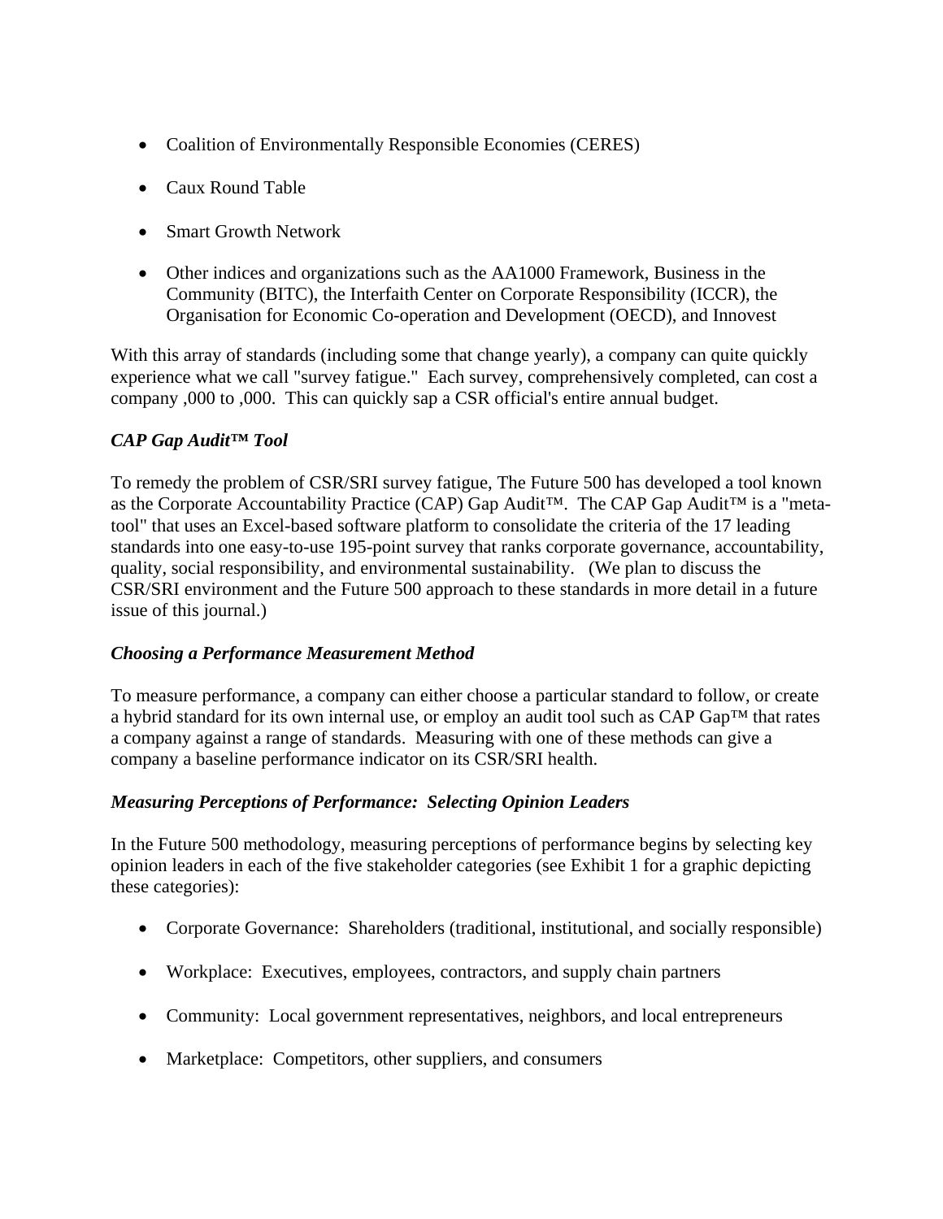- Coalition of Environmentally Responsible Economies (CERES)
- Caux Round Table
- Smart Growth Network
- Other indices and organizations such as the AA1000 Framework, Business in the Community (BITC), the Interfaith Center on Corporate Responsibility (ICCR), the Organisation for Economic Co-operation and Development (OECD), and Innovest

With this array of standards (including some that change yearly), a company can quite quickly experience what we call "survey fatigue." Each survey, comprehensively completed, can cost a company ,000 to ,000. This can quickly sap a CSR official's entire annual budget.

### *CAP Gap Audit™ Tool*

To remedy the problem of CSR/SRI survey fatigue, The Future 500 has developed a tool known as the Corporate Accountability Practice (CAP) Gap Audit™. The CAP Gap Audit™ is a "meta-tool" that uses an Excel-based software platform to consolidate the criteria of the 17 leading standards into one easy-to-use 195-point survey that ranks corporate governance, accountability, quality, social responsibility, and environmental sustainability. (We plan to discuss the CSR/SRI environment and the Future 500 approach to these standards in more detail in a future issue of this journal.)

### *Choosing a Performance Measurement Method*

To measure performance, a company can either choose a particular standard to follow, or create a hybrid standard for its own internal use, or employ an audit tool such as CAP Gap™ that rates a company against a range of standards. Measuring with one of these methods can give a company a baseline performance indicator on its CSR/SRI health.

### *Measuring Perceptions of Performance: Selecting Opinion Leaders*

In the Future 500 methodology, measuring perceptions of performance begins by selecting key opinion leaders in each of the five stakeholder categories (see Exhibit 1 for a graphic depicting these categories):

- Corporate Governance: Shareholders (traditional, institutional, and socially responsible)
- Workplace: Executives, employees, contractors, and supply chain partners
- Community: Local government representatives, neighbors, and local entrepreneurs
- Marketplace: Competitors, other suppliers, and consumers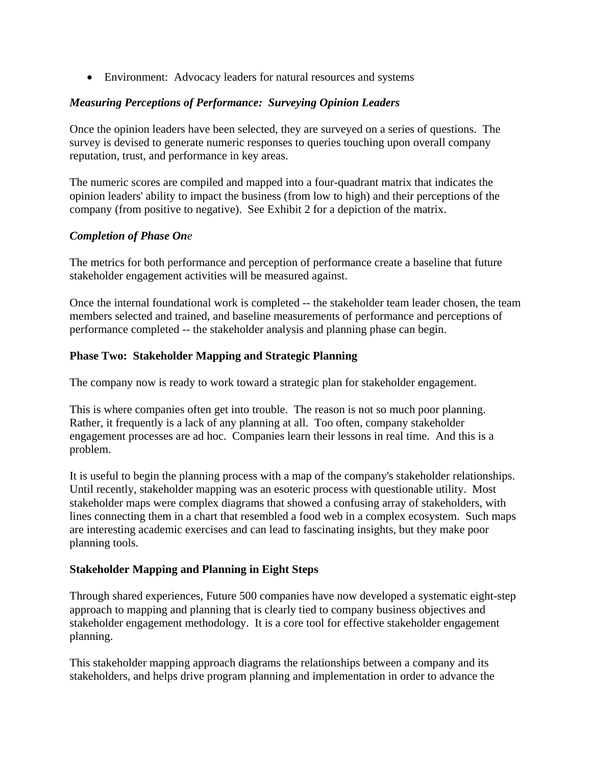- Environment: Advocacy leaders for natural resources and systems

***Measuring Perceptions of Performance: Surveying Opinion Leaders***

Once the opinion leaders have been selected, they are surveyed on a series of questions. The survey is devised to generate numeric responses to queries touching upon overall company reputation, trust, and performance in key areas.

The numeric scores are compiled and mapped into a four-quadrant matrix that indicates the opinion leaders' ability to impact the business (from low to high) and their perceptions of the company (from positive to negative). See Exhibit 2 for a depiction of the matrix.

***Completion of Phase One***

The metrics for both performance and perception of performance create a baseline that future stakeholder engagement activities will be measured against.

Once the internal foundational work is completed -- the stakeholder team leader chosen, the team members selected and trained, and baseline measurements of performance and perceptions of performance completed -- the stakeholder analysis and planning phase can begin.

**Phase Two: Stakeholder Mapping and Strategic Planning**

The company now is ready to work toward a strategic plan for stakeholder engagement.

This is where companies often get into trouble. The reason is not so much poor planning. Rather, it frequently is a lack of any planning at all. Too often, company stakeholder engagement processes are ad hoc. Companies learn their lessons in real time. And this is a problem.

It is useful to begin the planning process with a map of the company's stakeholder relationships. Until recently, stakeholder mapping was an esoteric process with questionable utility. Most stakeholder maps were complex diagrams that showed a confusing array of stakeholders, with lines connecting them in a chart that resembled a food web in a complex ecosystem. Such maps are interesting academic exercises and can lead to fascinating insights, but they make poor planning tools.

**Stakeholder Mapping and Planning in Eight Steps**

Through shared experiences, Future 500 companies have now developed a systematic eight-step approach to mapping and planning that is clearly tied to company business objectives and stakeholder engagement methodology. It is a core tool for effective stakeholder engagement planning.

This stakeholder mapping approach diagrams the relationships between a company and its stakeholders, and helps drive program planning and implementation in order to advance the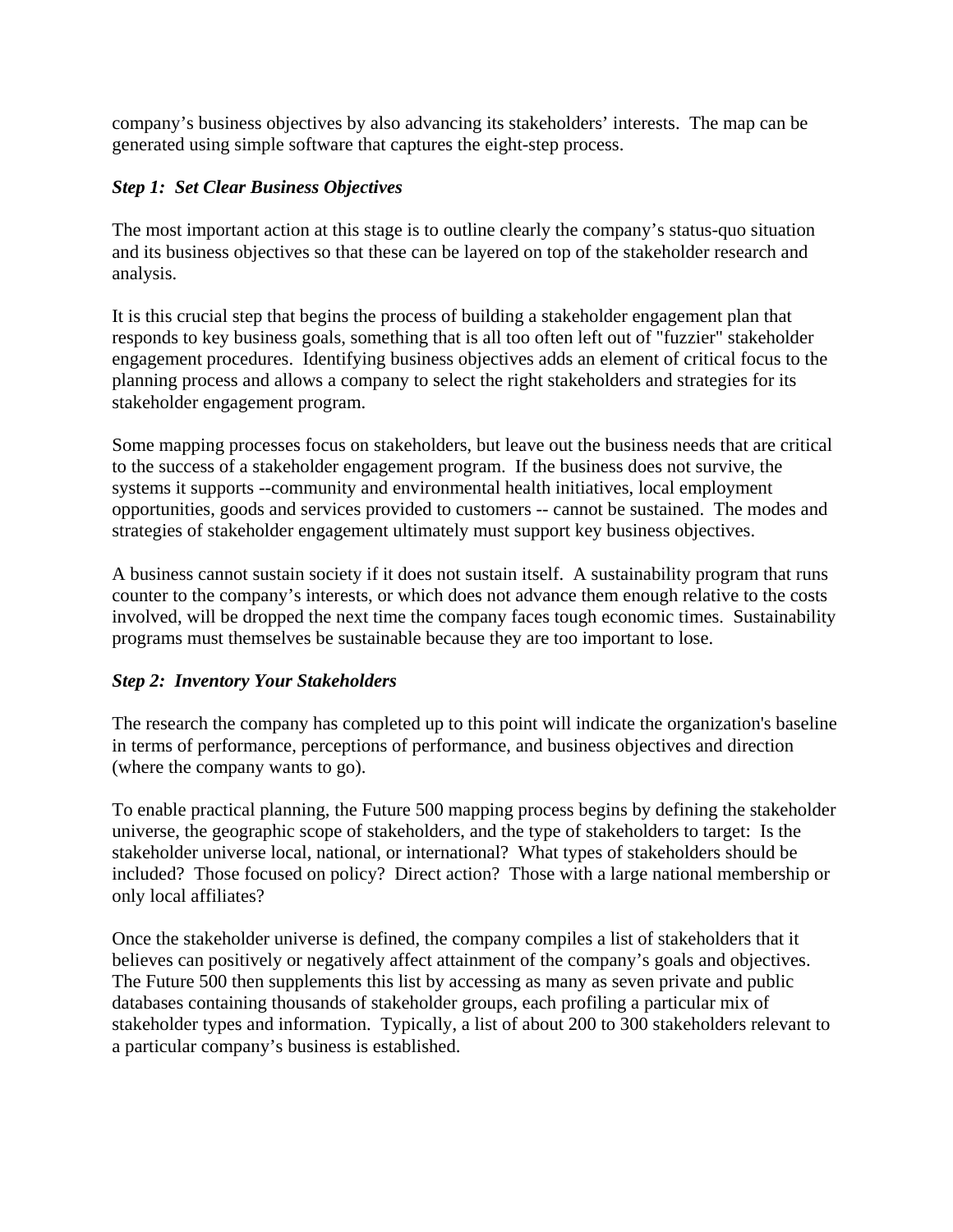company's business objectives by also advancing its stakeholders' interests. The map can be generated using simple software that captures the eight-step process.

### *Step 1: Set Clear Business Objectives*

The most important action at this stage is to outline clearly the company's status-quo situation and its business objectives so that these can be layered on top of the stakeholder research and analysis.

It is this crucial step that begins the process of building a stakeholder engagement plan that responds to key business goals, something that is all too often left out of "fuzzier" stakeholder engagement procedures. Identifying business objectives adds an element of critical focus to the planning process and allows a company to select the right stakeholders and strategies for its stakeholder engagement program.

Some mapping processes focus on stakeholders, but leave out the business needs that are critical to the success of a stakeholder engagement program. If the business does not survive, the systems it supports --community and environmental health initiatives, local employment opportunities, goods and services provided to customers -- cannot be sustained. The modes and strategies of stakeholder engagement ultimately must support key business objectives.

A business cannot sustain society if it does not sustain itself. A sustainability program that runs counter to the company's interests, or which does not advance them enough relative to the costs involved, will be dropped the next time the company faces tough economic times. Sustainability programs must themselves be sustainable because they are too important to lose.

### *Step 2: Inventory Your Stakeholders*

The research the company has completed up to this point will indicate the organization's baseline in terms of performance, perceptions of performance, and business objectives and direction (where the company wants to go).

To enable practical planning, the Future 500 mapping process begins by defining the stakeholder universe, the geographic scope of stakeholders, and the type of stakeholders to target: Is the stakeholder universe local, national, or international? What types of stakeholders should be included? Those focused on policy? Direct action? Those with a large national membership or only local affiliates?

Once the stakeholder universe is defined, the company compiles a list of stakeholders that it believes can positively or negatively affect attainment of the company's goals and objectives. The Future 500 then supplements this list by accessing as many as seven private and public databases containing thousands of stakeholder groups, each profiling a particular mix of stakeholder types and information. Typically, a list of about 200 to 300 stakeholders relevant to a particular company's business is established.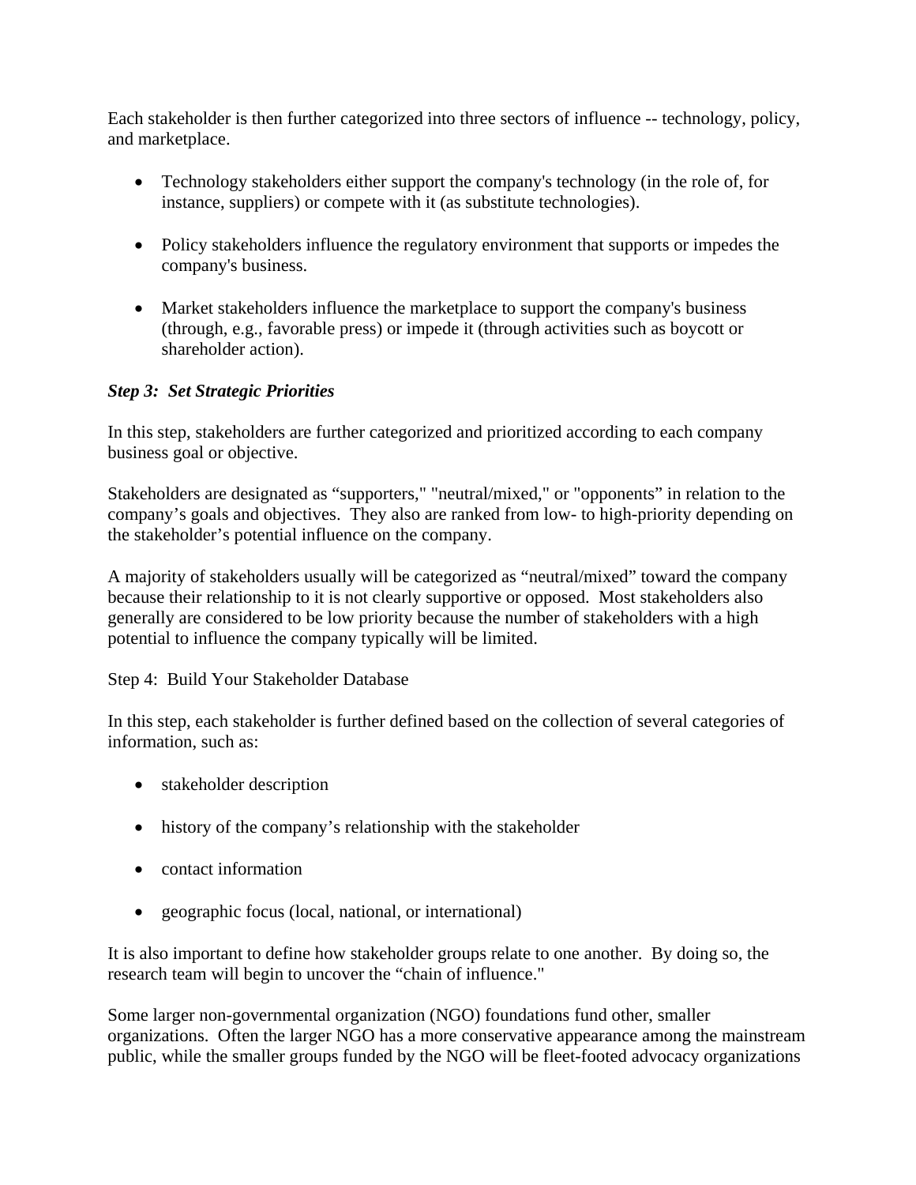Each stakeholder is then further categorized into three sectors of influence -- technology, policy, and marketplace.

- Technology stakeholders either support the company's technology (in the role of, for instance, suppliers) or compete with it (as substitute technologies).
- Policy stakeholders influence the regulatory environment that supports or impedes the company's business.
- Market stakeholders influence the marketplace to support the company's business (through, e.g., favorable press) or impede it (through activities such as boycott or shareholder action).

***Step 3: Set Strategic Priorities***

In this step, stakeholders are further categorized and prioritized according to each company business goal or objective.

Stakeholders are designated as "supporters," "neutral/mixed," or "opponents" in relation to the company's goals and objectives. They also are ranked from low- to high-priority depending on the stakeholder's potential influence on the company.

A majority of stakeholders usually will be categorized as "neutral/mixed" toward the company because their relationship to it is not clearly supportive or opposed. Most stakeholders also generally are considered to be low priority because the number of stakeholders with a high potential to influence the company typically will be limited.

Step 4: Build Your Stakeholder Database

In this step, each stakeholder is further defined based on the collection of several categories of information, such as:

- stakeholder description
- history of the company's relationship with the stakeholder
- contact information
- geographic focus (local, national, or international)

It is also important to define how stakeholder groups relate to one another. By doing so, the research team will begin to uncover the "chain of influence."

Some larger non-governmental organization (NGO) foundations fund other, smaller organizations. Often the larger NGO has a more conservative appearance among the mainstream public, while the smaller groups funded by the NGO will be fleet-footed advocacy organizations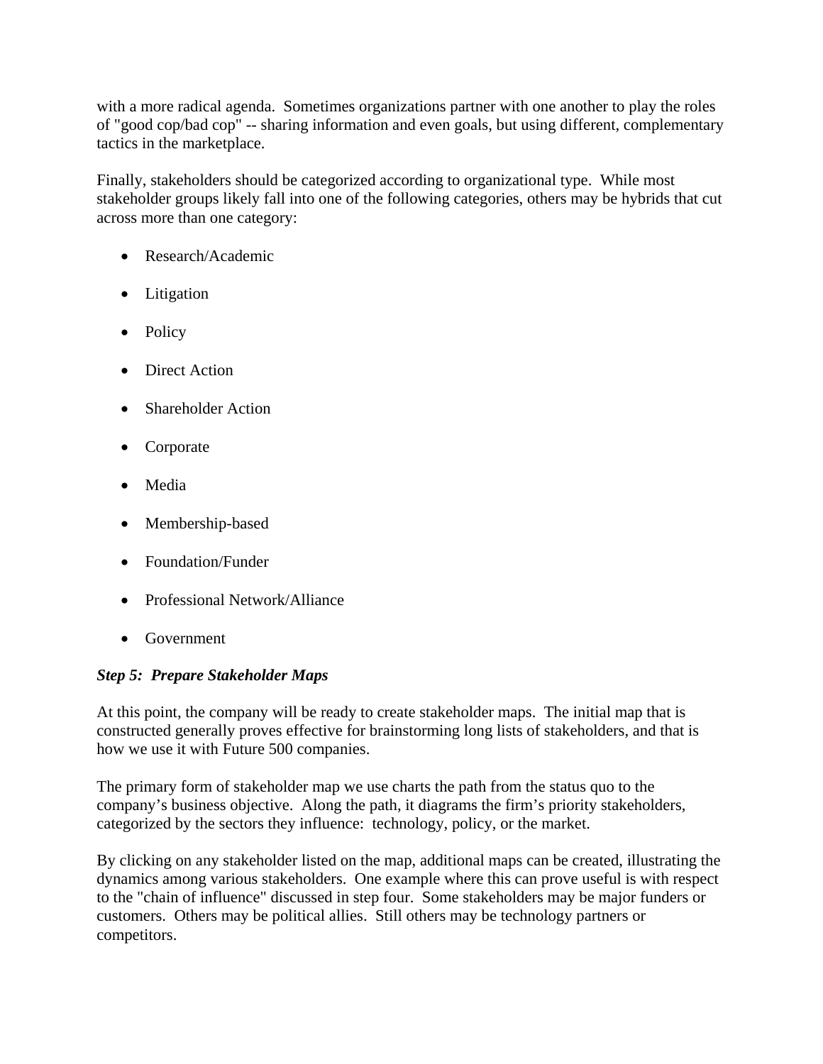with a more radical agenda.  Sometimes organizations partner with one another to play the roles of "good cop/bad cop" -- sharing information and even goals, but using different, complementary tactics in the marketplace.

Finally, stakeholders should be categorized according to organizational type.  While most stakeholder groups likely fall into one of the following categories, others may be hybrids that cut across more than one category:

- Research/Academic
- Litigation
- Policy
- Direct Action
- Shareholder Action
- Corporate
- Media
- Membership-based
- Foundation/Funder
- Professional Network/Alliance
- Government

***Step 5:  Prepare Stakeholder Maps***

At this point, the company will be ready to create stakeholder maps.  The initial map that is constructed generally proves effective for brainstorming long lists of stakeholders, and that is how we use it with Future 500 companies.

The primary form of stakeholder map we use charts the path from the status quo to the company's business objective.  Along the path, it diagrams the firm's priority stakeholders, categorized by the sectors they influence:  technology, policy, or the market.

By clicking on any stakeholder listed on the map, additional maps can be created, illustrating the dynamics among various stakeholders.  One example where this can prove useful is with respect to the "chain of influence" discussed in step four.  Some stakeholders may be major funders or customers.  Others may be political allies.  Still others may be technology partners or competitors.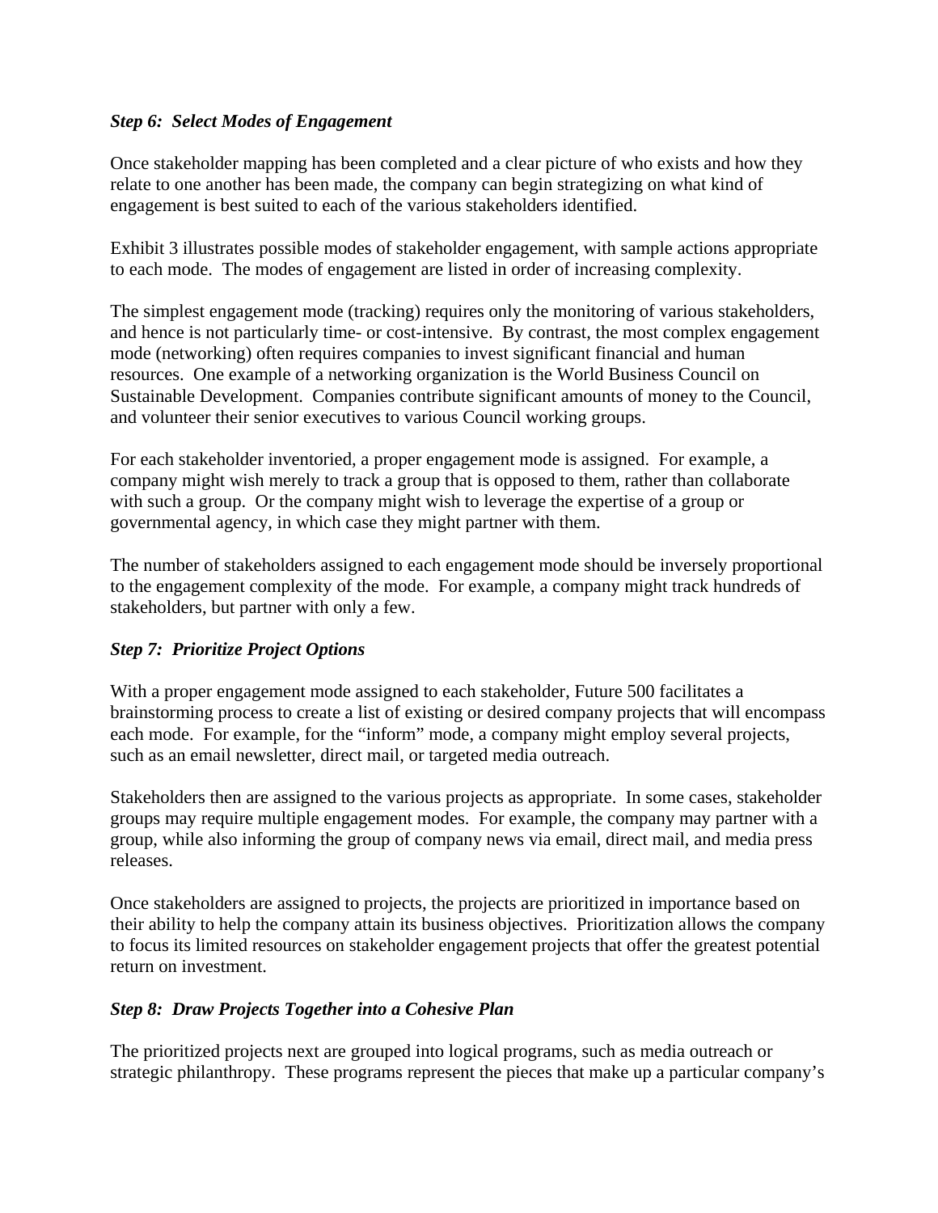***Step 6: Select Modes of Engagement***

Once stakeholder mapping has been completed and a clear picture of who exists and how they relate to one another has been made, the company can begin strategizing on what kind of engagement is best suited to each of the various stakeholders identified.

Exhibit 3 illustrates possible modes of stakeholder engagement, with sample actions appropriate to each mode. The modes of engagement are listed in order of increasing complexity.

The simplest engagement mode (tracking) requires only the monitoring of various stakeholders, and hence is not particularly time- or cost-intensive. By contrast, the most complex engagement mode (networking) often requires companies to invest significant financial and human resources. One example of a networking organization is the World Business Council on Sustainable Development. Companies contribute significant amounts of money to the Council, and volunteer their senior executives to various Council working groups.

For each stakeholder inventoried, a proper engagement mode is assigned. For example, a company might wish merely to track a group that is opposed to them, rather than collaborate with such a group. Or the company might wish to leverage the expertise of a group or governmental agency, in which case they might partner with them.

The number of stakeholders assigned to each engagement mode should be inversely proportional to the engagement complexity of the mode. For example, a company might track hundreds of stakeholders, but partner with only a few.

***Step 7: Prioritize Project Options***

With a proper engagement mode assigned to each stakeholder, Future 500 facilitates a brainstorming process to create a list of existing or desired company projects that will encompass each mode. For example, for the "inform" mode, a company might employ several projects, such as an email newsletter, direct mail, or targeted media outreach.

Stakeholders then are assigned to the various projects as appropriate. In some cases, stakeholder groups may require multiple engagement modes. For example, the company may partner with a group, while also informing the group of company news via email, direct mail, and media press releases.

Once stakeholders are assigned to projects, the projects are prioritized in importance based on their ability to help the company attain its business objectives. Prioritization allows the company to focus its limited resources on stakeholder engagement projects that offer the greatest potential return on investment.

***Step 8: Draw Projects Together into a Cohesive Plan***

The prioritized projects next are grouped into logical programs, such as media outreach or strategic philanthropy. These programs represent the pieces that make up a particular company's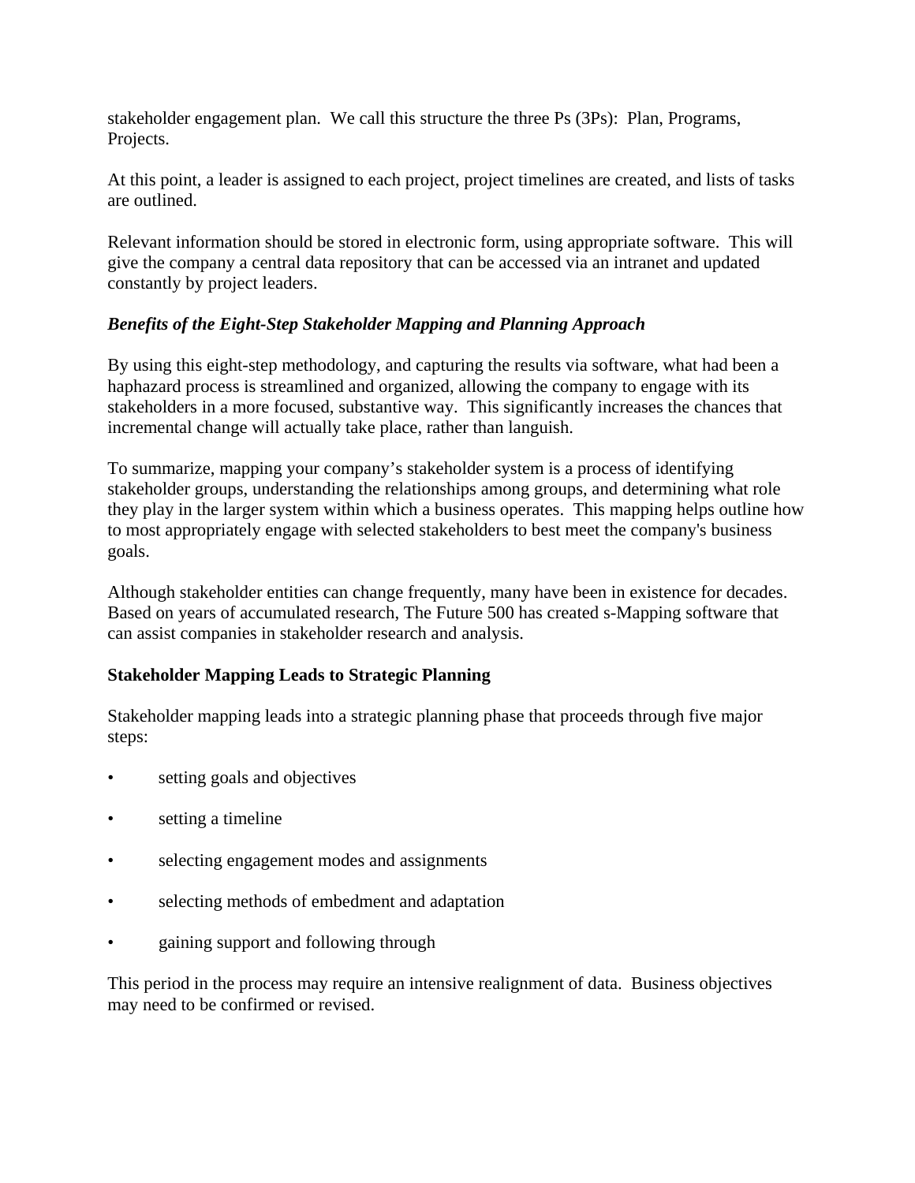stakeholder engagement plan. We call this structure the three Ps (3Ps): Plan, Programs, Projects.

At this point, a leader is assigned to each project, project timelines are created, and lists of tasks are outlined.

Relevant information should be stored in electronic form, using appropriate software. This will give the company a central data repository that can be accessed via an intranet and updated constantly by project leaders.

***Benefits of the Eight-Step Stakeholder Mapping and Planning Approach***

By using this eight-step methodology, and capturing the results via software, what had been a haphazard process is streamlined and organized, allowing the company to engage with its stakeholders in a more focused, substantive way. This significantly increases the chances that incremental change will actually take place, rather than languish.

To summarize, mapping your company's stakeholder system is a process of identifying stakeholder groups, understanding the relationships among groups, and determining what role they play in the larger system within which a business operates. This mapping helps outline how to most appropriately engage with selected stakeholders to best meet the company's business goals.

Although stakeholder entities can change frequently, many have been in existence for decades. Based on years of accumulated research, The Future 500 has created s-Mapping software that can assist companies in stakeholder research and analysis.

**Stakeholder Mapping Leads to Strategic Planning**

Stakeholder mapping leads into a strategic planning phase that proceeds through five major steps:

- setting goals and objectives
- setting a timeline
- selecting engagement modes and assignments
- selecting methods of embedment and adaptation
- gaining support and following through

This period in the process may require an intensive realignment of data. Business objectives may need to be confirmed or revised.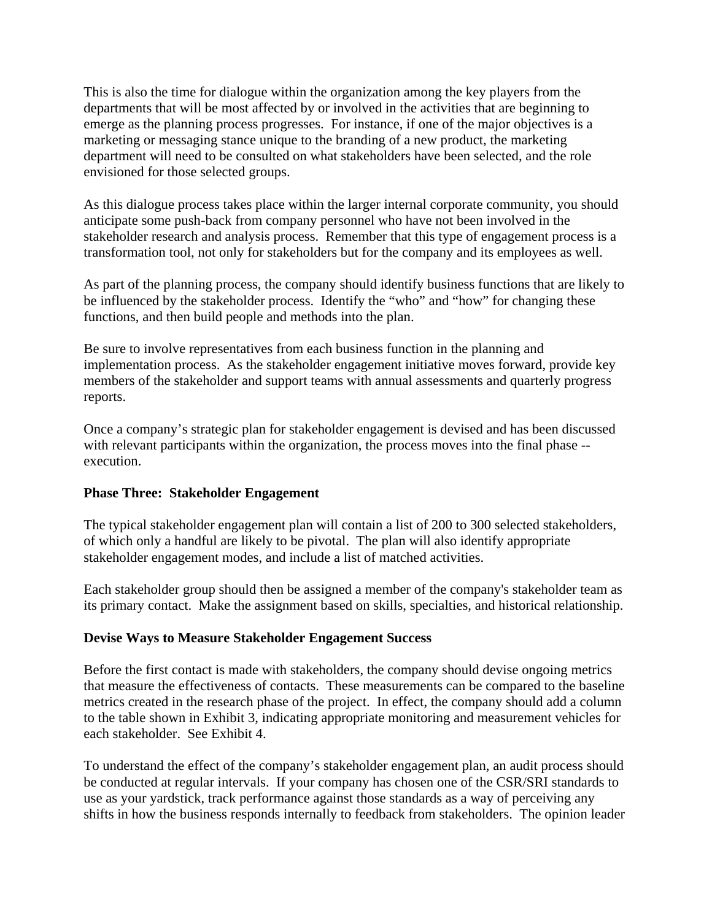This is also the time for dialogue within the organization among the key players from the departments that will be most affected by or involved in the activities that are beginning to emerge as the planning process progresses. For instance, if one of the major objectives is a marketing or messaging stance unique to the branding of a new product, the marketing department will need to be consulted on what stakeholders have been selected, and the role envisioned for those selected groups.

As this dialogue process takes place within the larger internal corporate community, you should anticipate some push-back from company personnel who have not been involved in the stakeholder research and analysis process. Remember that this type of engagement process is a transformation tool, not only for stakeholders but for the company and its employees as well.

As part of the planning process, the company should identify business functions that are likely to be influenced by the stakeholder process. Identify the "who" and "how" for changing these functions, and then build people and methods into the plan.

Be sure to involve representatives from each business function in the planning and implementation process. As the stakeholder engagement initiative moves forward, provide key members of the stakeholder and support teams with annual assessments and quarterly progress reports.

Once a company's strategic plan for stakeholder engagement is devised and has been discussed with relevant participants within the organization, the process moves into the final phase -- execution.

**Phase Three: Stakeholder Engagement**

The typical stakeholder engagement plan will contain a list of 200 to 300 selected stakeholders, of which only a handful are likely to be pivotal. The plan will also identify appropriate stakeholder engagement modes, and include a list of matched activities.

Each stakeholder group should then be assigned a member of the company's stakeholder team as its primary contact. Make the assignment based on skills, specialties, and historical relationship.

**Devise Ways to Measure Stakeholder Engagement Success**

Before the first contact is made with stakeholders, the company should devise ongoing metrics that measure the effectiveness of contacts. These measurements can be compared to the baseline metrics created in the research phase of the project. In effect, the company should add a column to the table shown in Exhibit 3, indicating appropriate monitoring and measurement vehicles for each stakeholder. See Exhibit 4.

To understand the effect of the company's stakeholder engagement plan, an audit process should be conducted at regular intervals. If your company has chosen one of the CSR/SRI standards to use as your yardstick, track performance against those standards as a way of perceiving any shifts in how the business responds internally to feedback from stakeholders. The opinion leader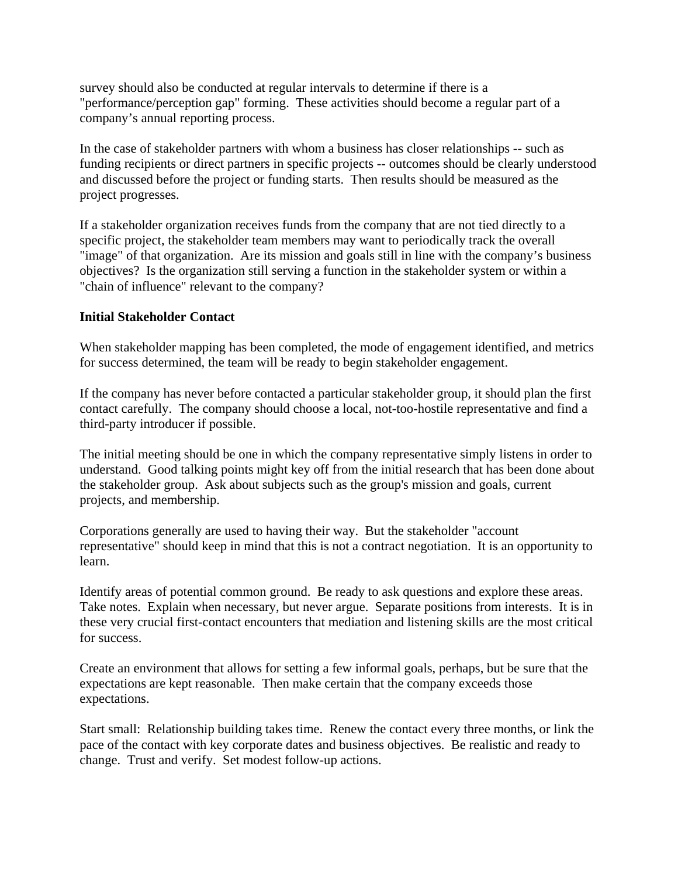survey should also be conducted at regular intervals to determine if there is a "performance/perception gap" forming. These activities should become a regular part of a company's annual reporting process.

In the case of stakeholder partners with whom a business has closer relationships -- such as funding recipients or direct partners in specific projects -- outcomes should be clearly understood and discussed before the project or funding starts. Then results should be measured as the project progresses.

If a stakeholder organization receives funds from the company that are not tied directly to a specific project, the stakeholder team members may want to periodically track the overall "image" of that organization. Are its mission and goals still in line with the company's business objectives? Is the organization still serving a function in the stakeholder system or within a "chain of influence" relevant to the company?

**Initial Stakeholder Contact**

When stakeholder mapping has been completed, the mode of engagement identified, and metrics for success determined, the team will be ready to begin stakeholder engagement.

If the company has never before contacted a particular stakeholder group, it should plan the first contact carefully. The company should choose a local, not-too-hostile representative and find a third-party introducer if possible.

The initial meeting should be one in which the company representative simply listens in order to understand. Good talking points might key off from the initial research that has been done about the stakeholder group. Ask about subjects such as the group's mission and goals, current projects, and membership.

Corporations generally are used to having their way. But the stakeholder "account representative" should keep in mind that this is not a contract negotiation. It is an opportunity to learn.

Identify areas of potential common ground. Be ready to ask questions and explore these areas. Take notes. Explain when necessary, but never argue. Separate positions from interests. It is in these very crucial first-contact encounters that mediation and listening skills are the most critical for success.

Create an environment that allows for setting a few informal goals, perhaps, but be sure that the expectations are kept reasonable. Then make certain that the company exceeds those expectations.

Start small: Relationship building takes time. Renew the contact every three months, or link the pace of the contact with key corporate dates and business objectives. Be realistic and ready to change. Trust and verify. Set modest follow-up actions.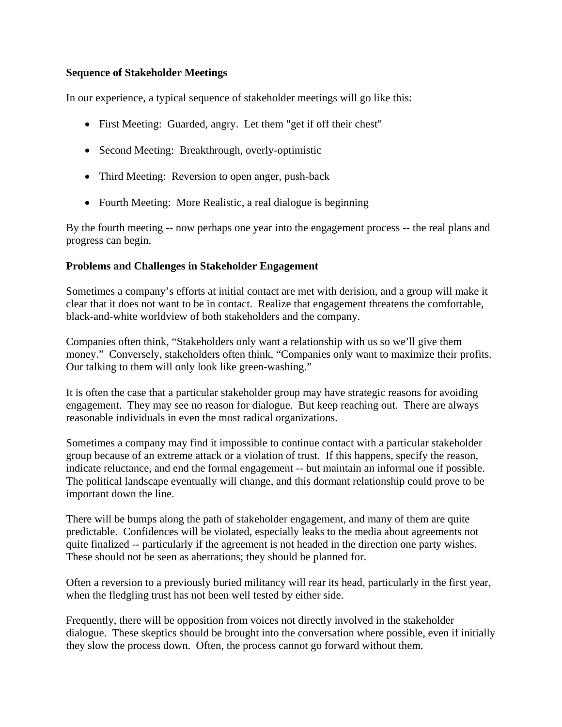**Sequence of Stakeholder Meetings**

In our experience, a typical sequence of stakeholder meetings will go like this:

- First Meeting: Guarded, angry. Let them "get if off their chest"
- Second Meeting: Breakthrough, overly-optimistic
- Third Meeting: Reversion to open anger, push-back
- Fourth Meeting: More Realistic, a real dialogue is beginning

By the fourth meeting -- now perhaps one year into the engagement process -- the real plans and progress can begin.

**Problems and Challenges in Stakeholder Engagement**

Sometimes a company's efforts at initial contact are met with derision, and a group will make it clear that it does not want to be in contact. Realize that engagement threatens the comfortable, black-and-white worldview of both stakeholders and the company.

Companies often think, "Stakeholders only want a relationship with us so we'll give them money." Conversely, stakeholders often think, "Companies only want to maximize their profits. Our talking to them will only look like green-washing."

It is often the case that a particular stakeholder group may have strategic reasons for avoiding engagement. They may see no reason for dialogue. But keep reaching out. There are always reasonable individuals in even the most radical organizations.

Sometimes a company may find it impossible to continue contact with a particular stakeholder group because of an extreme attack or a violation of trust. If this happens, specify the reason, indicate reluctance, and end the formal engagement -- but maintain an informal one if possible. The political landscape eventually will change, and this dormant relationship could prove to be important down the line.

There will be bumps along the path of stakeholder engagement, and many of them are quite predictable. Confidences will be violated, especially leaks to the media about agreements not quite finalized -- particularly if the agreement is not headed in the direction one party wishes. These should not be seen as aberrations; they should be planned for.

Often a reversion to a previously buried militancy will rear its head, particularly in the first year, when the fledgling trust has not been well tested by either side.

Frequently, there will be opposition from voices not directly involved in the stakeholder dialogue. These skeptics should be brought into the conversation where possible, even if initially they slow the process down. Often, the process cannot go forward without them.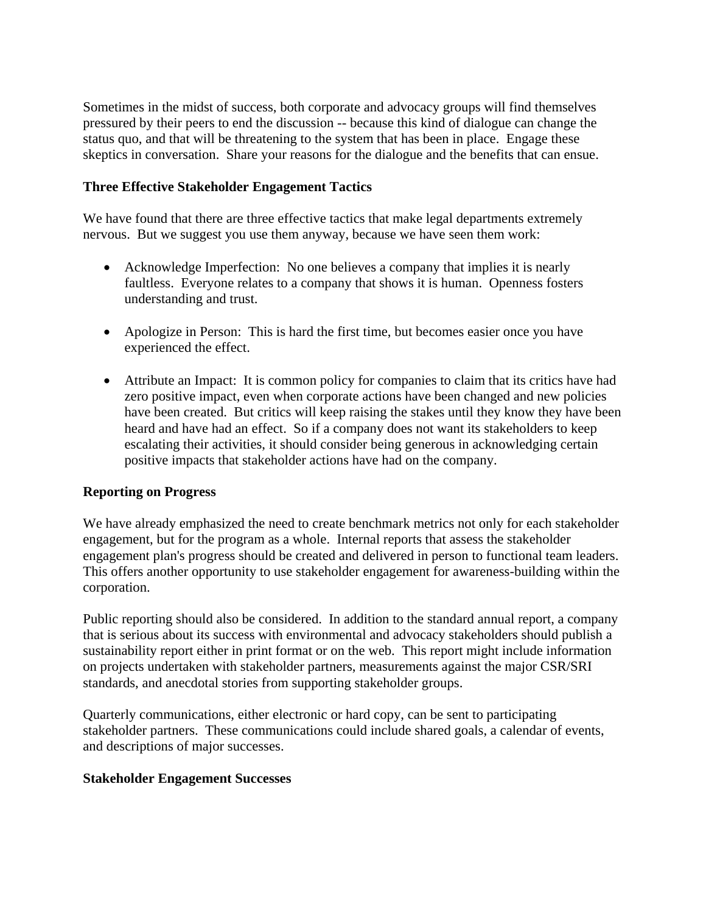Sometimes in the midst of success, both corporate and advocacy groups will find themselves pressured by their peers to end the discussion -- because this kind of dialogue can change the status quo, and that will be threatening to the system that has been in place. Engage these skeptics in conversation. Share your reasons for the dialogue and the benefits that can ensue.

**Three Effective Stakeholder Engagement Tactics**

We have found that there are three effective tactics that make legal departments extremely nervous. But we suggest you use them anyway, because we have seen them work:

- Acknowledge Imperfection: No one believes a company that implies it is nearly faultless. Everyone relates to a company that shows it is human. Openness fosters understanding and trust.

- Apologize in Person: This is hard the first time, but becomes easier once you have experienced the effect.

- Attribute an Impact: It is common policy for companies to claim that its critics have had zero positive impact, even when corporate actions have been changed and new policies have been created. But critics will keep raising the stakes until they know they have been heard and have had an effect. So if a company does not want its stakeholders to keep escalating their activities, it should consider being generous in acknowledging certain positive impacts that stakeholder actions have had on the company.

**Reporting on Progress**

We have already emphasized the need to create benchmark metrics not only for each stakeholder engagement, but for the program as a whole. Internal reports that assess the stakeholder engagement plan's progress should be created and delivered in person to functional team leaders. This offers another opportunity to use stakeholder engagement for awareness-building within the corporation.

Public reporting should also be considered. In addition to the standard annual report, a company that is serious about its success with environmental and advocacy stakeholders should publish a sustainability report either in print format or on the web. This report might include information on projects undertaken with stakeholder partners, measurements against the major CSR/SRI standards, and anecdotal stories from supporting stakeholder groups.

Quarterly communications, either electronic or hard copy, can be sent to participating stakeholder partners. These communications could include shared goals, a calendar of events, and descriptions of major successes.

**Stakeholder Engagement Successes**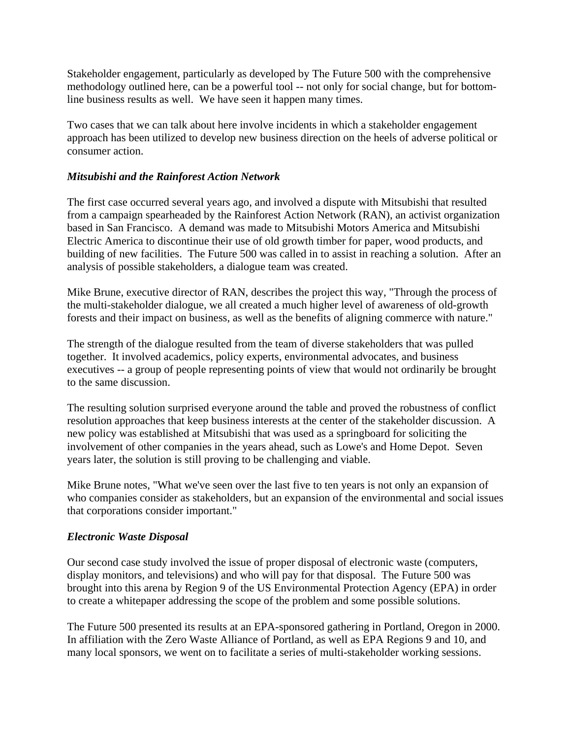Stakeholder engagement, particularly as developed by The Future 500 with the comprehensive methodology outlined here, can be a powerful tool -- not only for social change, but for bottom-line business results as well. We have seen it happen many times.

Two cases that we can talk about here involve incidents in which a stakeholder engagement approach has been utilized to develop new business direction on the heels of adverse political or consumer action.

***Mitsubishi and the Rainforest Action Network***

The first case occurred several years ago, and involved a dispute with Mitsubishi that resulted from a campaign spearheaded by the Rainforest Action Network (RAN), an activist organization based in San Francisco. A demand was made to Mitsubishi Motors America and Mitsubishi Electric America to discontinue their use of old growth timber for paper, wood products, and building of new facilities. The Future 500 was called in to assist in reaching a solution. After an analysis of possible stakeholders, a dialogue team was created.

Mike Brune, executive director of RAN, describes the project this way, "Through the process of the multi-stakeholder dialogue, we all created a much higher level of awareness of old-growth forests and their impact on business, as well as the benefits of aligning commerce with nature."

The strength of the dialogue resulted from the team of diverse stakeholders that was pulled together. It involved academics, policy experts, environmental advocates, and business executives -- a group of people representing points of view that would not ordinarily be brought to the same discussion.

The resulting solution surprised everyone around the table and proved the robustness of conflict resolution approaches that keep business interests at the center of the stakeholder discussion. A new policy was established at Mitsubishi that was used as a springboard for soliciting the involvement of other companies in the years ahead, such as Lowe's and Home Depot. Seven years later, the solution is still proving to be challenging and viable.

Mike Brune notes, "What we've seen over the last five to ten years is not only an expansion of who companies consider as stakeholders, but an expansion of the environmental and social issues that corporations consider important."

***Electronic Waste Disposal***

Our second case study involved the issue of proper disposal of electronic waste (computers, display monitors, and televisions) and who will pay for that disposal. The Future 500 was brought into this arena by Region 9 of the US Environmental Protection Agency (EPA) in order to create a whitepaper addressing the scope of the problem and some possible solutions.

The Future 500 presented its results at an EPA-sponsored gathering in Portland, Oregon in 2000. In affiliation with the Zero Waste Alliance of Portland, as well as EPA Regions 9 and 10, and many local sponsors, we went on to facilitate a series of multi-stakeholder working sessions.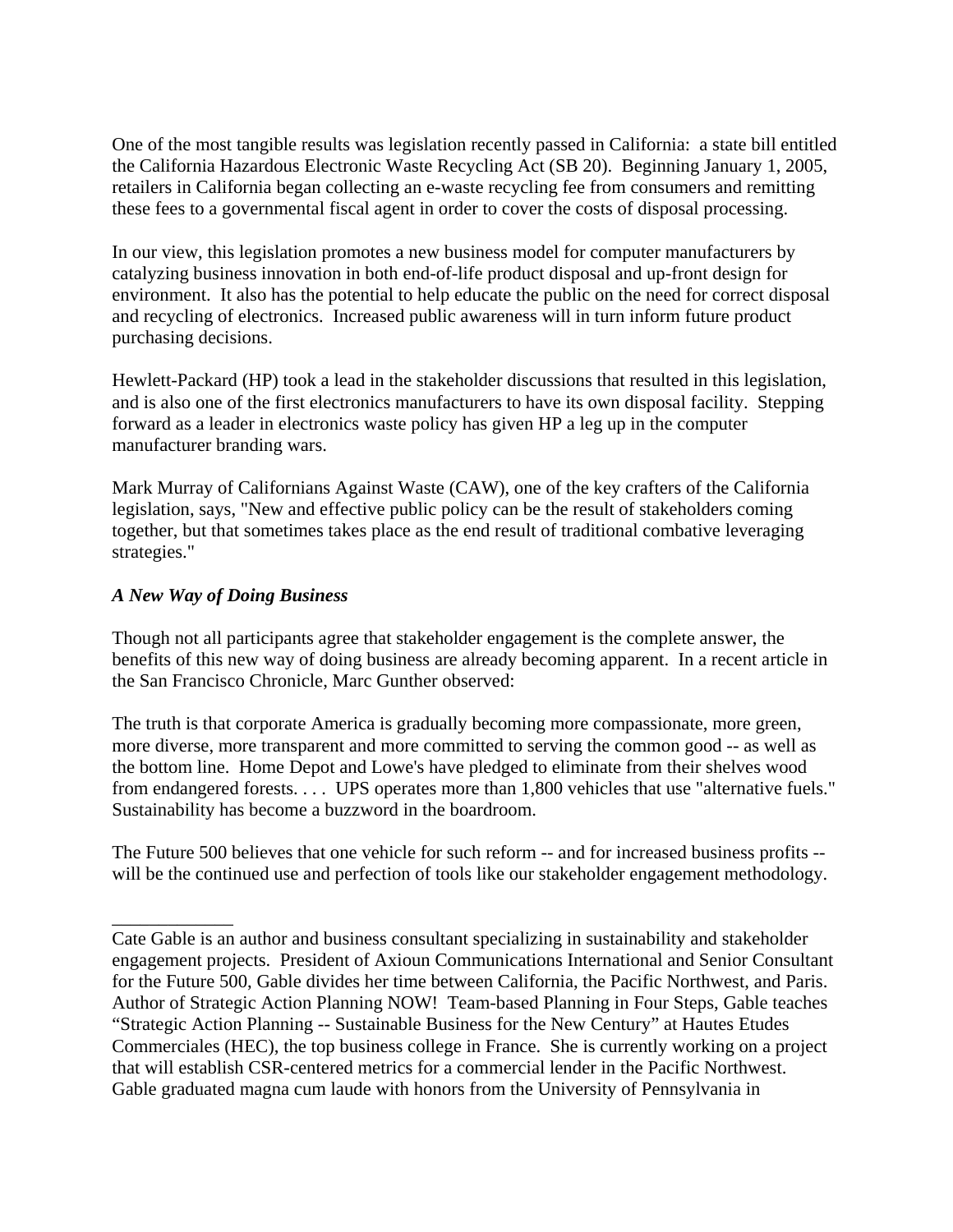One of the most tangible results was legislation recently passed in California: a state bill entitled the California Hazardous Electronic Waste Recycling Act (SB 20). Beginning January 1, 2005, retailers in California began collecting an e-waste recycling fee from consumers and remitting these fees to a governmental fiscal agent in order to cover the costs of disposal processing.

In our view, this legislation promotes a new business model for computer manufacturers by catalyzing business innovation in both end-of-life product disposal and up-front design for environment. It also has the potential to help educate the public on the need for correct disposal and recycling of electronics. Increased public awareness will in turn inform future product purchasing decisions.

Hewlett-Packard (HP) took a lead in the stakeholder discussions that resulted in this legislation, and is also one of the first electronics manufacturers to have its own disposal facility. Stepping forward as a leader in electronics waste policy has given HP a leg up in the computer manufacturer branding wars.

Mark Murray of Californians Against Waste (CAW), one of the key crafters of the California legislation, says, "New and effective public policy can be the result of stakeholders coming together, but that sometimes takes place as the end result of traditional combative leveraging strategies."

***A New Way of Doing Business***

Though not all participants agree that stakeholder engagement is the complete answer, the benefits of this new way of doing business are already becoming apparent. In a recent article in the San Francisco Chronicle, Marc Gunther observed:

The truth is that corporate America is gradually becoming more compassionate, more green, more diverse, more transparent and more committed to serving the common good -- as well as the bottom line. Home Depot and Lowe's have pledged to eliminate from their shelves wood from endangered forests. . . . UPS operates more than 1,800 vehicles that use "alternative fuels." Sustainability has become a buzzword in the boardroom.

The Future 500 believes that one vehicle for such reform -- and for increased business profits -- will be the continued use and perfection of tools like our stakeholder engagement methodology.

---

Cate Gable is an author and business consultant specializing in sustainability and stakeholder engagement projects. President of Axioun Communications International and Senior Consultant for the Future 500, Gable divides her time between California, the Pacific Northwest, and Paris. Author of Strategic Action Planning NOW! Team-based Planning in Four Steps, Gable teaches "Strategic Action Planning -- Sustainable Business for the New Century" at Hautes Etudes Commerciales (HEC), the top business college in France. She is currently working on a project that will establish CSR-centered metrics for a commercial lender in the Pacific Northwest. Gable graduated magna cum laude with honors from the University of Pennsylvania in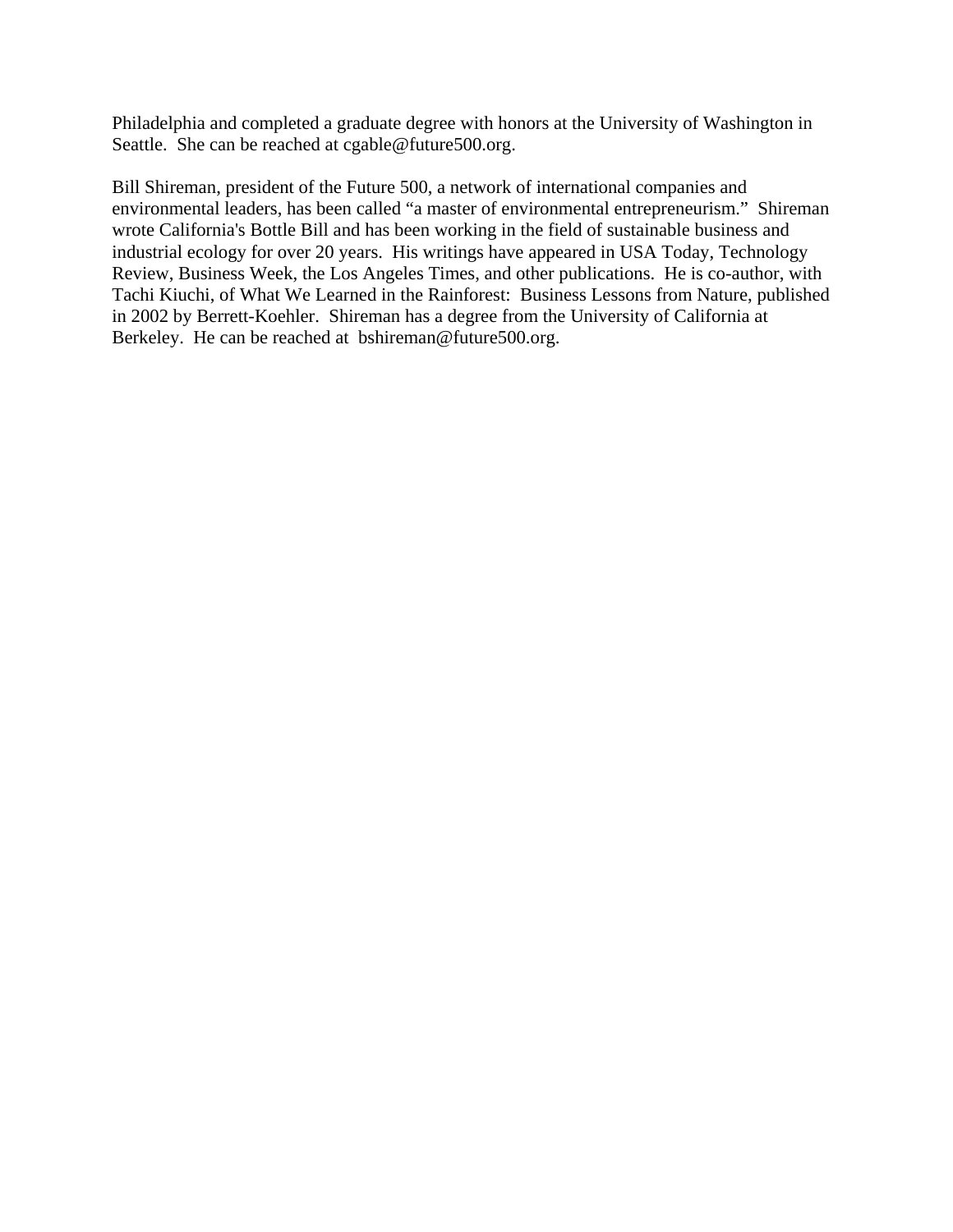Philadelphia and completed a graduate degree with honors at the University of Washington in Seattle. She can be reached at cgable@future500.org.

Bill Shireman, president of the Future 500, a network of international companies and environmental leaders, has been called "a master of environmental entrepreneurism." Shireman wrote California's Bottle Bill and has been working in the field of sustainable business and industrial ecology for over 20 years. His writings have appeared in USA Today, Technology Review, Business Week, the Los Angeles Times, and other publications. He is co-author, with Tachi Kiuchi, of What We Learned in the Rainforest: Business Lessons from Nature, published in 2002 by Berrett-Koehler. Shireman has a degree from the University of California at Berkeley. He can be reached at bshireman@future500.org.